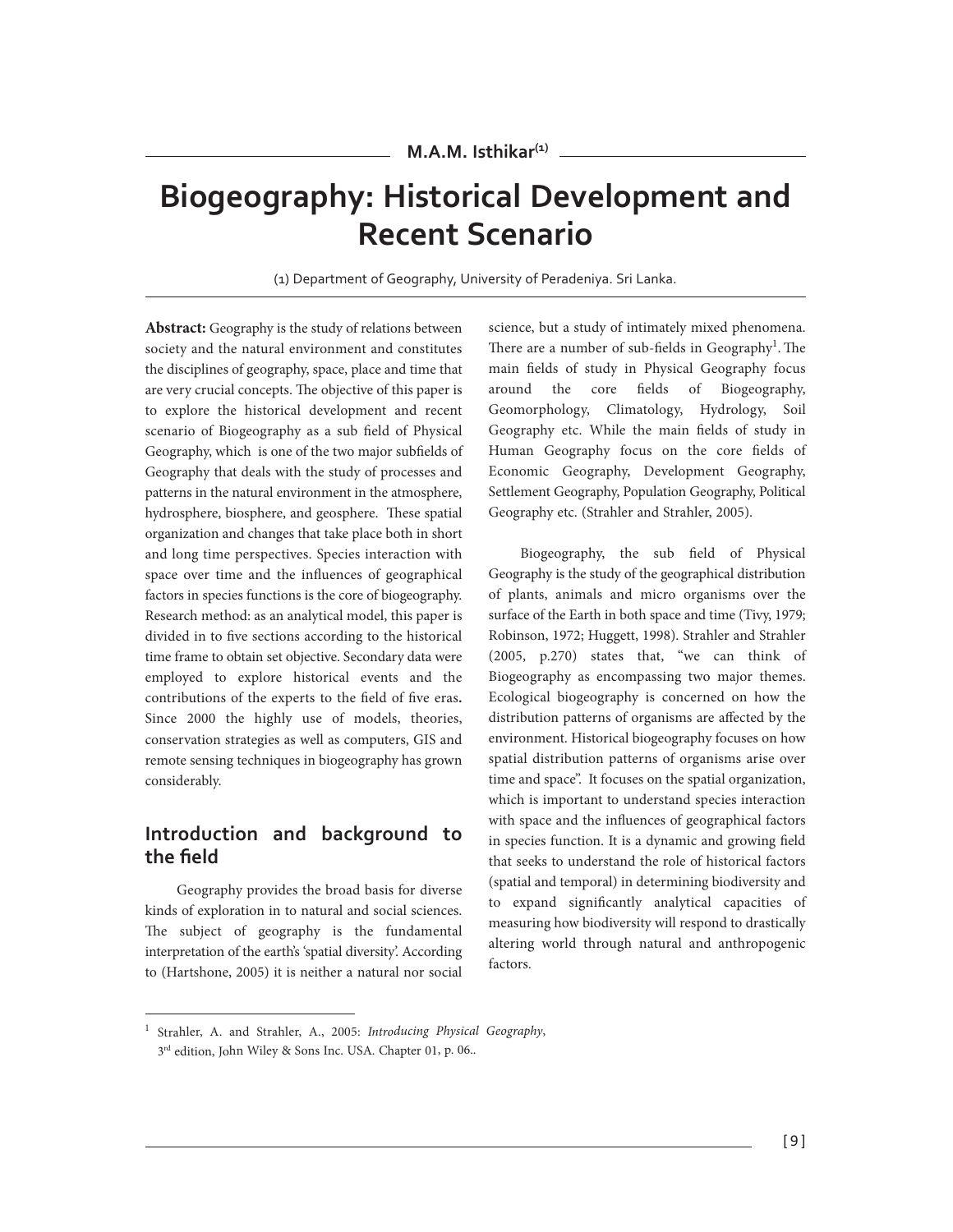M.A.M. Isthikar[1]

# Biogeography: Historical Development and Recent Scenario

(1) Department of Geography, University of Peradeniya. Sri Lanka.

**Abstract:** Geography is the study of relations between society and the natural environment and constitutes the disciplines of geography, space, place and time that are very crucial concepts. The objective of this paper is to explore the historical development and recent scenario of Biogeography as a sub field of Physical Geography, which is one of the two major subfields of Geography that deals with the study of processes and patterns in the natural environment in the atmosphere, hydrosphere, biosphere, and geosphere. These spatial organization and changes that take place both in short and long time perspectives. Species interaction with space over time and the influences of geographical factors in species functions is the core of biogeography. Research method: as an analytical model, this paper is divided in to five sections according to the historical time frame to obtain set objective. Secondary data were employed to explore historical events and the contributions of the experts to the field of five eras**.** Since 2000 the highly use of models, theories, conservation strategies as well as computers, GIS and remote sensing techniques in biogeography has grown considerably.

## Introduction and background to the field

Geography provides the broad basis for diverse kinds of exploration in to natural and social sciences. The subject of geography is the fundamental interpretation of the earth's 'spatial diversity'. According to (Hartshone, 2005) it is neither a natural nor social science, but a study of intimately mixed phenomena. There are a number of sub-fields in Geography[1]. The main fields of study in Physical Geography focus around the core fields of Biogeography, Geomorphology, Climatology, Hydrology, Soil Geography etc. While the main fields of study in Human Geography focus on the core fields of Economic Geography, Development Geography, Settlement Geography, Population Geography, Political Geography etc. (Strahler and Strahler, 2005).

Biogeography, the sub field of Physical Geography is the study of the geographical distribution of plants, animals and micro organisms over the surface of the Earth in both space and time (Tivy, 1979; Robinson, 1972; Huggett, 1998). Strahler and Strahler (2005, p.270) states that, "we can think of Biogeography as encompassing two major themes. Ecological biogeography is concerned on how the distribution patterns of organisms are affected by the environment. Historical biogeography focuses on how spatial distribution patterns of organisms arise over time and space". It focuses on the spatial organization, which is important to understand species interaction with space and the influences of geographical factors in species function. It is a dynamic and growing field that seeks to understand the role of historical factors (spatial and temporal) in determining biodiversity and to expand significantly analytical capacities of measuring how biodiversity will respond to drastically altering world through natural and anthropogenic factors.

---

[1] Strahler, A. and Strahler, A., 2005: *Introducing Physical Geography*, 3rd edition, John Wiley & Sons Inc. USA. Chapter 01, p. 06..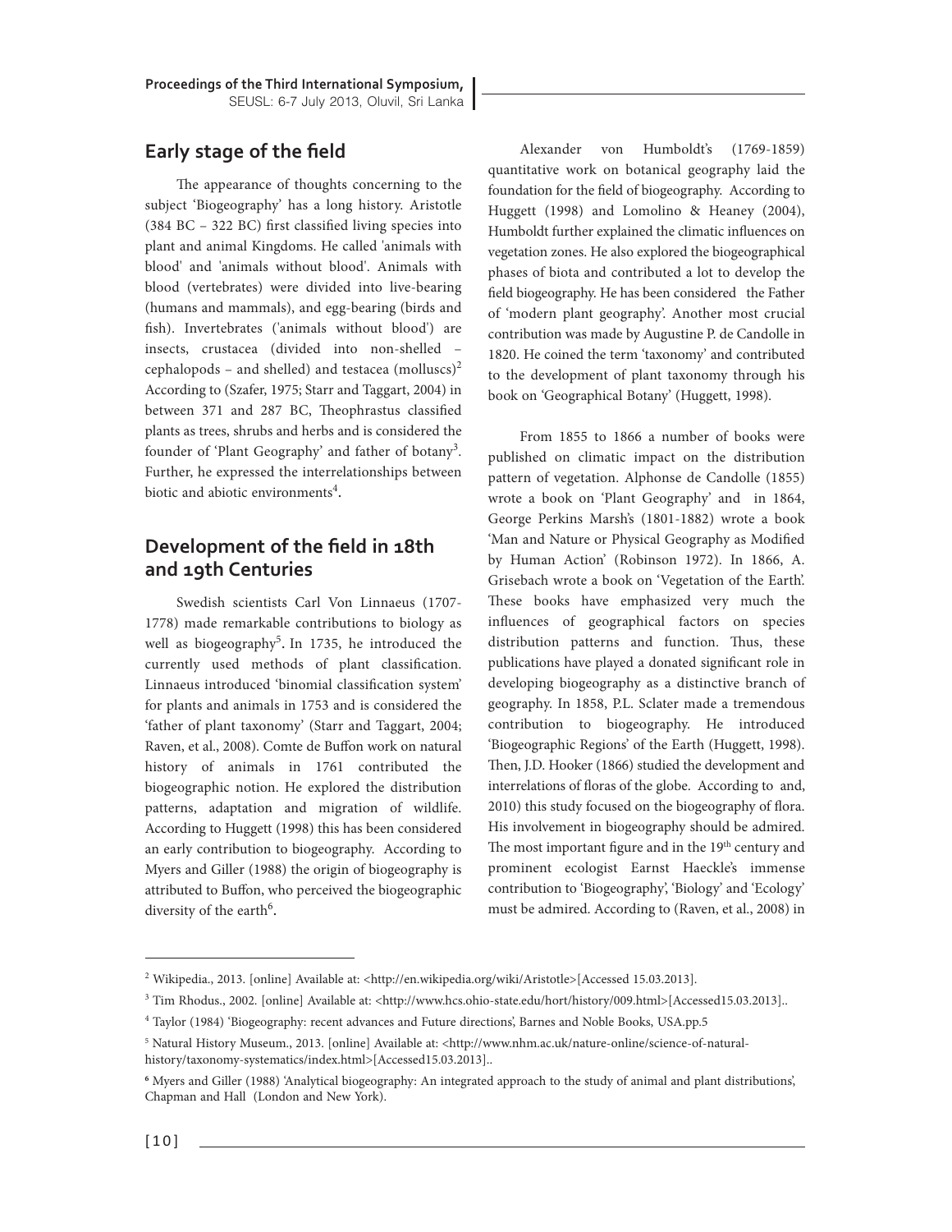## Early stage of the field

The appearance of thoughts concerning to the subject 'Biogeography' has a long history. Aristotle (384 BC – 322 BC) first classified living species into plant and animal Kingdoms. He called 'animals with blood' and 'animals without blood'. Animals with blood (vertebrates) were divided into live-bearing (humans and mammals), and egg-bearing (birds and fish). Invertebrates ('animals without blood') are insects, crustacea (divided into non-shelled – cephalopods – and shelled) and testacea (molluscs)[2] According to (Szafer, 1975; Starr and Taggart, 2004) in between 371 and 287 BC, Theophrastus classified plants as trees, shrubs and herbs and is considered the founder of 'Plant Geography' and father of botany[3]. Further, he expressed the interrelationships between biotic and abiotic environments[4].

## Development of the field in 18th and 19th Centuries

Swedish scientists Carl Von Linnaeus (1707-1778) made remarkable contributions to biology as well as biogeography[5]. In 1735, he introduced the currently used methods of plant classification. Linnaeus introduced 'binomial classification system' for plants and animals in 1753 and is considered the 'father of plant taxonomy' (Starr and Taggart, 2004; Raven, et al., 2008). Comte de Buffon work on natural history of animals in 1761 contributed the biogeographic notion. He explored the distribution patterns, adaptation and migration of wildlife. According to Huggett (1998) this has been considered an early contribution to biogeography. According to Myers and Giller (1988) the origin of biogeography is attributed to Buffon, who perceived the biogeographic diversity of the earth[6].

Alexander von Humboldt's (1769-1859) quantitative work on botanical geography laid the foundation for the field of biogeography. According to Huggett (1998) and Lomolino & Heaney (2004), Humboldt further explained the climatic influences on vegetation zones. He also explored the biogeographical phases of biota and contributed a lot to develop the field biogeography. He has been considered the Father of 'modern plant geography'. Another most crucial contribution was made by Augustine P. de Candolle in 1820. He coined the term 'taxonomy' and contributed to the development of plant taxonomy through his book on 'Geographical Botany' (Huggett, 1998).

From 1855 to 1866 a number of books were published on climatic impact on the distribution pattern of vegetation. Alphonse de Candolle (1855) wrote a book on 'Plant Geography' and in 1864, George Perkins Marsh's (1801-1882) wrote a book 'Man and Nature or Physical Geography as Modified by Human Action' (Robinson 1972). In 1866, A. Grisebach wrote a book on 'Vegetation of the Earth'. These books have emphasized very much the influences of geographical factors on species distribution patterns and function. Thus, these publications have played a donated significant role in developing biogeography as a distinctive branch of geography. In 1858, P.L. Sclater made a tremendous contribution to biogeography. He introduced 'Biogeographic Regions' of the Earth (Huggett, 1998). Then, J.D. Hooker (1866) studied the development and interrelations of floras of the globe. According to and, 2010) this study focused on the biogeography of flora. His involvement in biogeography should be admired. The most important figure and in the 19th century and prominent ecologist Earnst Haeckle's immense contribution to 'Biogeography', 'Biology' and 'Ecology' must be admired. According to (Raven, et al., 2008) in

---

[2] Wikipedia., 2013. [online] Available at: <http://en.wikipedia.org/wiki/Aristotle>[Accessed 15.03.2013].

[3] Tim Rhodus., 2002. [online] Available at: <http://www.hcs.ohio-state.edu/hort/history/009.html>[Accessed15.03.2013]..

[4] Taylor (1984) 'Biogeography: recent advances and Future directions', Barnes and Noble Books, USA.pp.5

[5] Natural History Museum., 2013. [online] Available at: <http://www.nhm.ac.uk/nature-online/science-of-natural-history/taxonomy-systematics/index.html>[Accessed15.03.2013]..

[6] Myers and Giller (1988) 'Analytical biogeography: An integrated approach to the study of animal and plant distributions', Chapman and Hall (London and New York).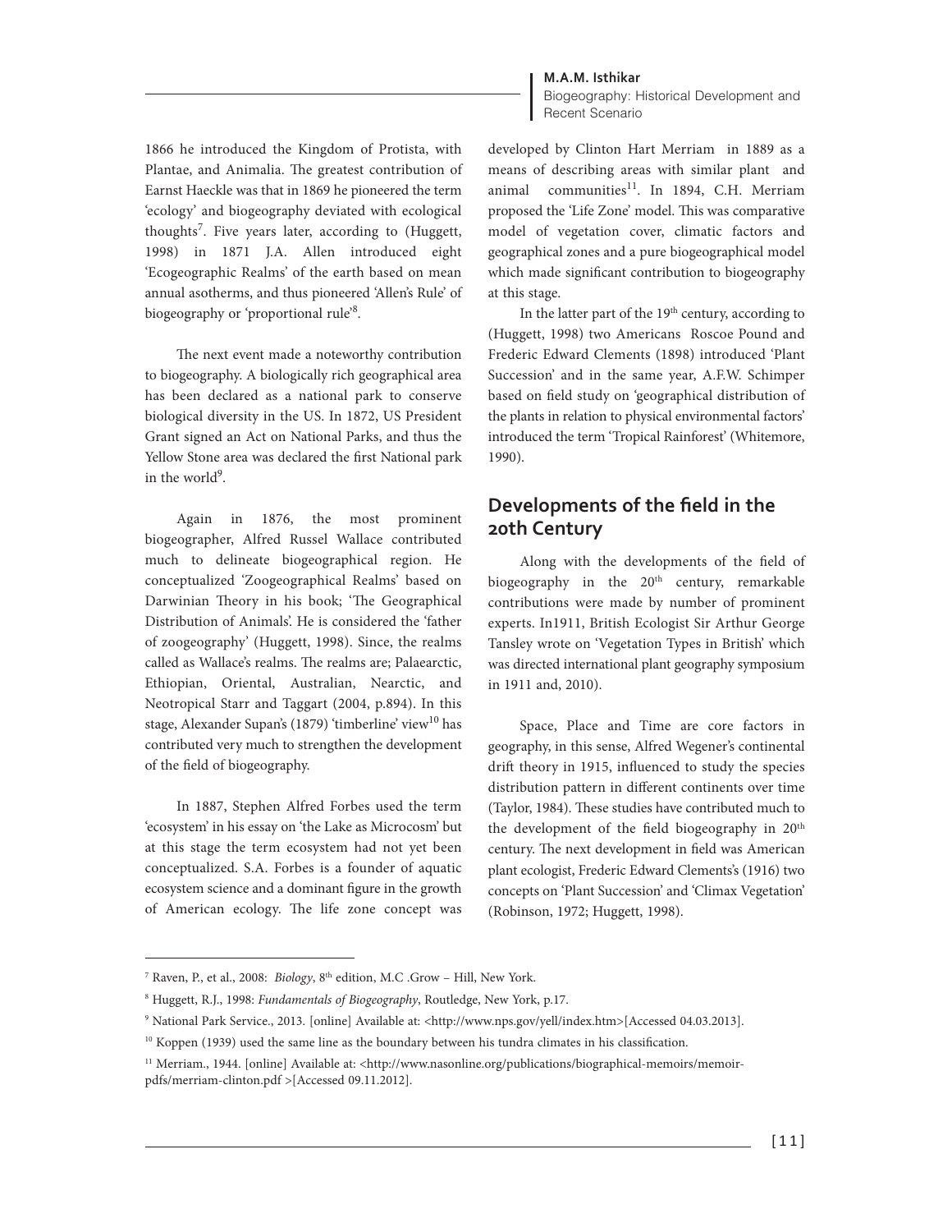1866 he introduced the Kingdom of Protista, with Plantae, and Animalia. The greatest contribution of Earnst Haeckle was that in 1869 he pioneered the term 'ecology' and biogeography deviated with ecological thoughts[7]. Five years later, according to (Huggett, 1998) in 1871 J.A. Allen introduced eight 'Ecogeographic Realms' of the earth based on mean annual asotherms, and thus pioneered 'Allen's Rule' of biogeography or 'proportional rule'[8].

The next event made a noteworthy contribution to biogeography. A biologically rich geographical area has been declared as a national park to conserve biological diversity in the US. In 1872, US President Grant signed an Act on National Parks, and thus the Yellow Stone area was declared the first National park in the world[9].

Again in 1876, the most prominent biogeographer, Alfred Russel Wallace contributed much to delineate biogeographical region. He conceptualized 'Zoogeographical Realms' based on Darwinian Theory in his book; 'The Geographical Distribution of Animals'. He is considered the 'father of zoogeography' (Huggett, 1998). Since, the realms called as Wallace's realms. The realms are; Palaearctic, Ethiopian, Oriental, Australian, Nearctic, and Neotropical Starr and Taggart (2004, p.894). In this stage, Alexander Supan's (1879) 'timberline' view[10] has contributed very much to strengthen the development of the field of biogeography.

In 1887, Stephen Alfred Forbes used the term 'ecosystem' in his essay on 'the Lake as Microcosm' but at this stage the term ecosystem had not yet been conceptualized. S.A. Forbes is a founder of aquatic ecosystem science and a dominant figure in the growth of American ecology. The life zone concept was developed by Clinton Hart Merriam in 1889 as a means of describing areas with similar plant and animal communities[11]. In 1894, C.H. Merriam proposed the 'Life Zone' model. This was comparative model of vegetation cover, climatic factors and geographical zones and a pure biogeographical model which made significant contribution to biogeography at this stage.

In the latter part of the 19th century, according to (Huggett, 1998) two Americans Roscoe Pound and Frederic Edward Clements (1898) introduced 'Plant Succession' and in the same year, A.F.W. Schimper based on field study on 'geographical distribution of the plants in relation to physical environmental factors' introduced the term 'Tropical Rainforest' (Whitemore, 1990).

## Developments of the field in the 20th Century

Along with the developments of the field of biogeography in the 20th century, remarkable contributions were made by number of prominent experts. In1911, British Ecologist Sir Arthur George Tansley wrote on 'Vegetation Types in British' which was directed international plant geography symposium in 1911 and, 2010).

Space, Place and Time are core factors in geography, in this sense, Alfred Wegener's continental drift theory in 1915, influenced to study the species distribution pattern in different continents over time (Taylor, 1984). These studies have contributed much to the development of the field biogeography in 20th century. The next development in field was American plant ecologist, Frederic Edward Clements's (1916) two concepts on 'Plant Succession' and 'Climax Vegetation' (Robinson, 1972; Huggett, 1998).

---

[7] Raven, P., et al., 2008: *Biology*, 8th edition, M.C .Grow – Hill, New York.

[8] Huggett, R.J., 1998: *Fundamentals of Biogeography*, Routledge, New York, p.17.

[9] National Park Service., 2013. [online] Available at: <http://www.nps.gov/yell/index.htm>[Accessed 04.03.2013].

[10] Koppen (1939) used the same line as the boundary between his tundra climates in his classification.

[11] Merriam., 1944. [online] Available at: <http://www.nasonline.org/publications/biographical-memoirs/memoir-pdfs/merriam-clinton.pdf >[Accessed 09.11.2012].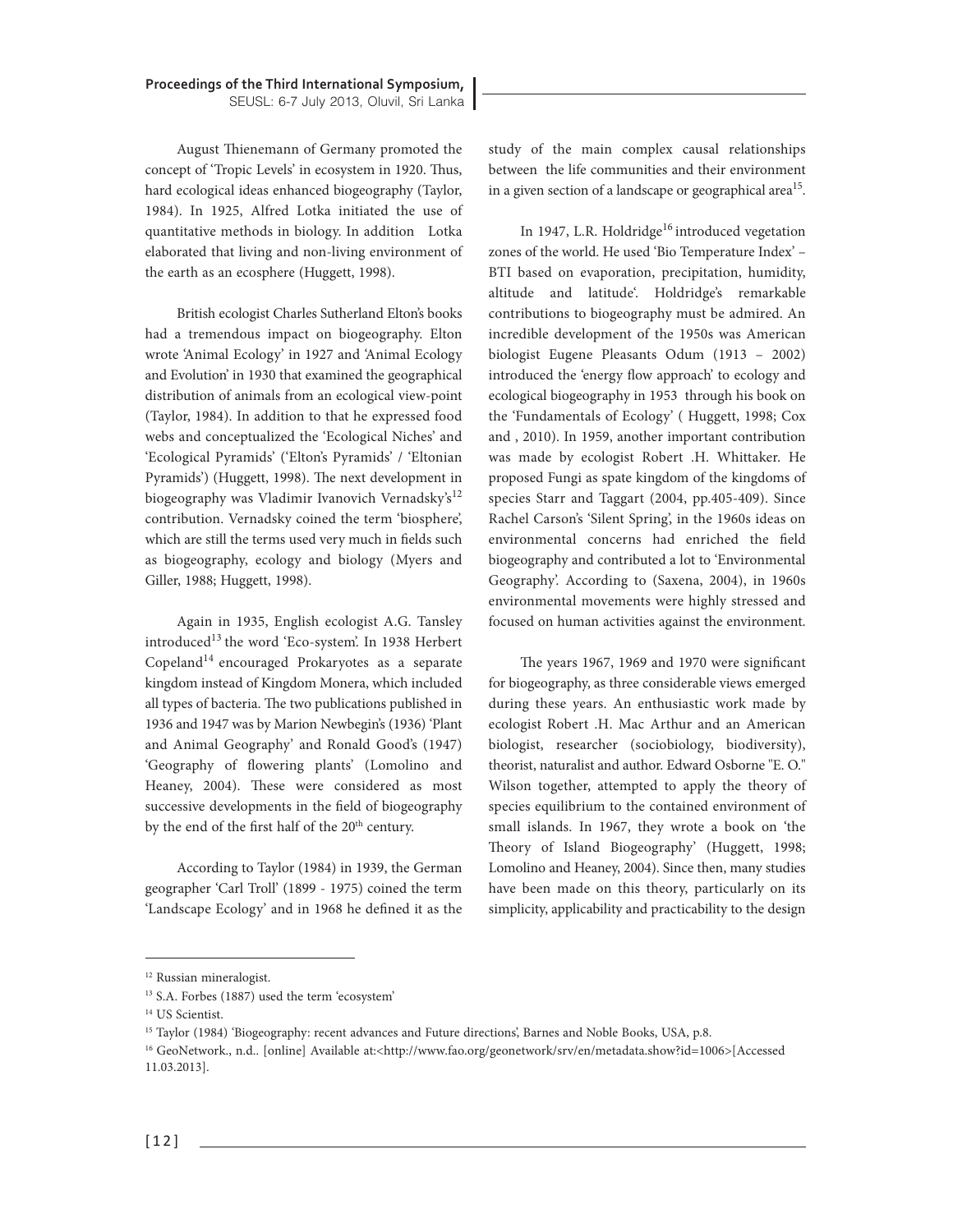August Thienemann of Germany promoted the concept of 'Tropic Levels' in ecosystem in 1920. Thus, hard ecological ideas enhanced biogeography (Taylor, 1984). In 1925, Alfred Lotka initiated the use of quantitative methods in biology. In addition Lotka elaborated that living and non-living environment of the earth as an ecosphere (Huggett, 1998).

British ecologist Charles Sutherland Elton's books had a tremendous impact on biogeography. Elton wrote 'Animal Ecology' in 1927 and 'Animal Ecology and Evolution' in 1930 that examined the geographical distribution of animals from an ecological view-point (Taylor, 1984). In addition to that he expressed food webs and conceptualized the 'Ecological Niches' and 'Ecological Pyramids' ('Elton's Pyramids' / 'Eltonian Pyramids') (Huggett, 1998). The next development in biogeography was Vladimir Ivanovich Vernadsky's[12] contribution. Vernadsky coined the term 'biosphere', which are still the terms used very much in fields such as biogeography, ecology and biology (Myers and Giller, 1988; Huggett, 1998).

Again in 1935, English ecologist A.G. Tansley introduced[13] the word 'Eco-system'. In 1938 Herbert Copeland[14] encouraged Prokaryotes as a separate kingdom instead of Kingdom Monera, which included all types of bacteria. The two publications published in 1936 and 1947 was by Marion Newbegin's (1936) 'Plant and Animal Geography' and Ronald Good's (1947) 'Geography of flowering plants' (Lomolino and Heaney, 2004). These were considered as most successive developments in the field of biogeography by the end of the first half of the 20th century.

According to Taylor (1984) in 1939, the German geographer 'Carl Troll' (1899 - 1975) coined the term 'Landscape Ecology' and in 1968 he defined it as the study of the main complex causal relationships between the life communities and their environment in a given section of a landscape or geographical area[15].

In 1947, L.R. Holdridge[16] introduced vegetation zones of the world. He used 'Bio Temperature Index' – BTI based on evaporation, precipitation, humidity, altitude and latitude'. Holdridge's remarkable contributions to biogeography must be admired. An incredible development of the 1950s was American biologist Eugene Pleasants Odum (1913 – 2002) introduced the 'energy flow approach' to ecology and ecological biogeography in 1953 through his book on the 'Fundamentals of Ecology' ( Huggett, 1998; Cox and , 2010). In 1959, another important contribution was made by ecologist Robert .H. Whittaker. He proposed Fungi as spate kingdom of the kingdoms of species Starr and Taggart (2004, pp.405-409). Since Rachel Carson's 'Silent Spring', in the 1960s ideas on environmental concerns had enriched the field biogeography and contributed a lot to 'Environmental Geography'. According to (Saxena, 2004), in 1960s environmental movements were highly stressed and focused on human activities against the environment.

The years 1967, 1969 and 1970 were significant for biogeography, as three considerable views emerged during these years. An enthusiastic work made by ecologist Robert .H. Mac Arthur and an American biologist, researcher (sociobiology, biodiversity), theorist, naturalist and author. Edward Osborne "E. O." Wilson together, attempted to apply the theory of species equilibrium to the contained environment of small islands. In 1967, they wrote a book on 'the Theory of Island Biogeography' (Huggett, 1998; Lomolino and Heaney, 2004). Since then, many studies have been made on this theory, particularly on its simplicity, applicability and practicability to the design

---

[12] Russian mineralogist.

[13] S.A. Forbes (1887) used the term 'ecosystem'

[14] US Scientist.

[15] Taylor (1984) 'Biogeography: recent advances and Future directions', Barnes and Noble Books, USA, p.8.

[16] GeoNetwork., n.d.. [online] Available at:<http://www.fao.org/geonetwork/srv/en/metadata.show?id=1006>[Accessed 11.03.2013].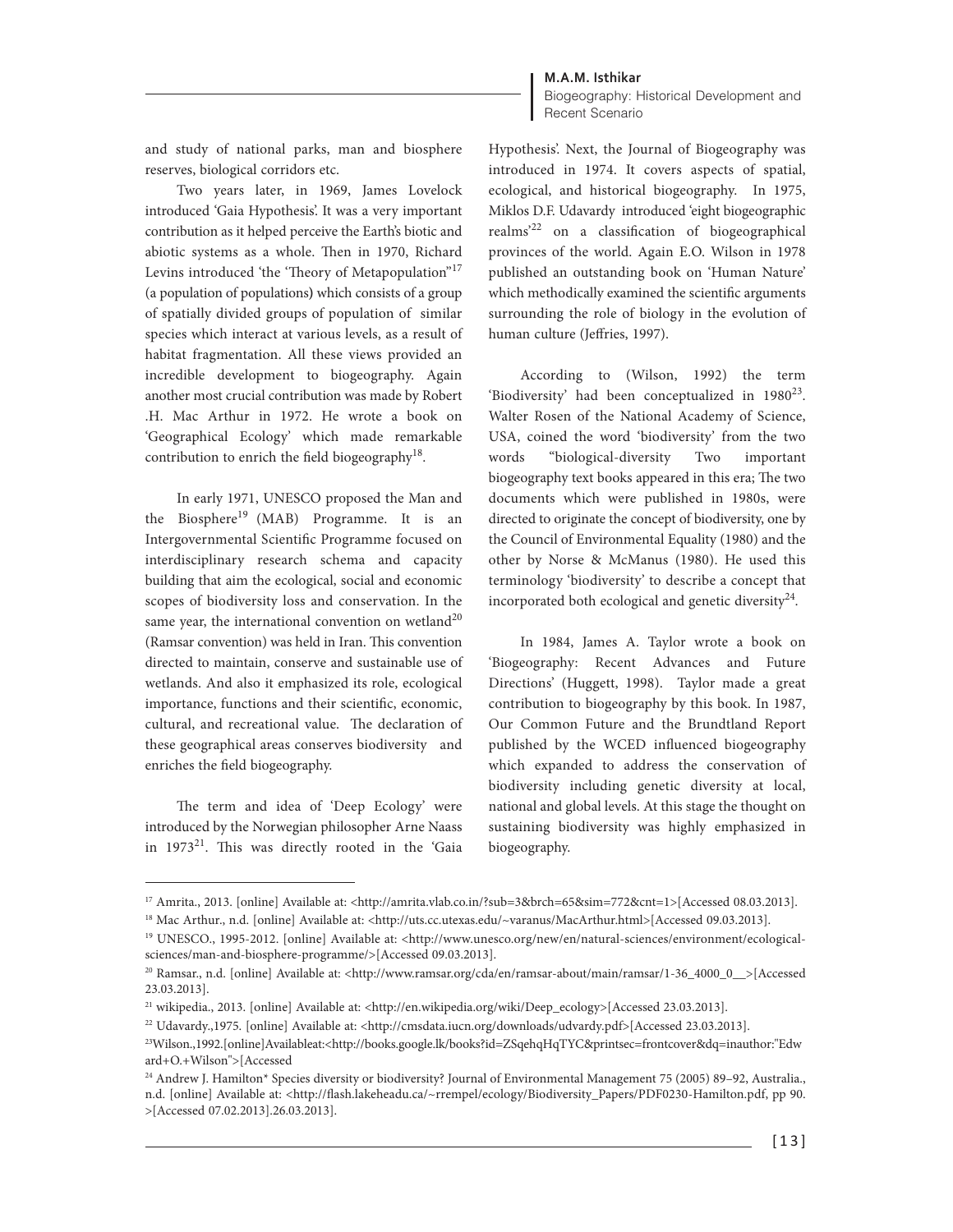and study of national parks, man and biosphere reserves, biological corridors etc.

Two years later, in 1969, James Lovelock introduced 'Gaia Hypothesis'. It was a very important contribution as it helped perceive the Earth's biotic and abiotic systems as a whole. Then in 1970, Richard Levins introduced 'the 'Theory of Metapopulation"[17] (a population of populations) which consists of a group of spatially divided groups of population of similar species which interact at various levels, as a result of habitat fragmentation. All these views provided an incredible development to biogeography. Again another most crucial contribution was made by Robert .H. Mac Arthur in 1972. He wrote a book on 'Geographical Ecology' which made remarkable contribution to enrich the field biogeography[18].

In early 1971, UNESCO proposed the Man and the Biosphere[19] (MAB) Programme. It is an Intergovernmental Scientific Programme focused on interdisciplinary research schema and capacity building that aim the ecological, social and economic scopes of biodiversity loss and conservation. In the same year, the international convention on wetland[20] (Ramsar convention) was held in Iran. This convention directed to maintain, conserve and sustainable use of wetlands. And also it emphasized its role, ecological importance, functions and their scientific, economic, cultural, and recreational value. The declaration of these geographical areas conserves biodiversity and enriches the field biogeography.

The term and idea of 'Deep Ecology' were introduced by the Norwegian philosopher Arne Naass in 1973[21]. This was directly rooted in the 'Gaia Hypothesis'. Next, the Journal of Biogeography was introduced in 1974. It covers aspects of spatial, ecological, and historical biogeography. In 1975, Miklos D.F. Udavardy introduced 'eight biogeographic realms'[22] on a classification of biogeographical provinces of the world. Again E.O. Wilson in 1978 published an outstanding book on 'Human Nature' which methodically examined the scientific arguments surrounding the role of biology in the evolution of human culture (Jeffries, 1997).

According to (Wilson, 1992) the term 'Biodiversity' had been conceptualized in 1980[23]. Walter Rosen of the National Academy of Science, USA, coined the word 'biodiversity' from the two words "biological-diversity Two important biogeography text books appeared in this era; The two documents which were published in 1980s, were directed to originate the concept of biodiversity, one by the Council of Environmental Equality (1980) and the other by Norse & McManus (1980). He used this terminology 'biodiversity' to describe a concept that incorporated both ecological and genetic diversity[24].

In 1984, James A. Taylor wrote a book on 'Biogeography: Recent Advances and Future Directions' (Huggett, 1998). Taylor made a great contribution to biogeography by this book. In 1987, Our Common Future and the Brundtland Report published by the WCED influenced biogeography which expanded to address the conservation of biodiversity including genetic diversity at local, national and global levels. At this stage the thought on sustaining biodiversity was highly emphasized in biogeography.

---

[17] Amrita., 2013. [online] Available at: <http://amrita.vlab.co.in/?sub=3&brch=65&sim=772&cnt=1>[Accessed 08.03.2013].

[18] Mac Arthur., n.d. [online] Available at: <http://uts.cc.utexas.edu/~varanus/MacArthur.html>[Accessed 09.03.2013].

[19] UNESCO., 1995-2012. [online] Available at: <http://www.unesco.org/new/en/natural-sciences/environment/ecological-sciences/man-and-biosphere-programme/>[Accessed 09.03.2013].

[20] Ramsar., n.d. [online] Available at: <http://www.ramsar.org/cda/en/ramsar-about/main/ramsar/1-36_4000_0__>[Accessed 23.03.2013].

[21] wikipedia., 2013. [online] Available at: <http://en.wikipedia.org/wiki/Deep_ecology>[Accessed 23.03.2013].

[22] Udavardy.,1975. [online] Available at: <http://cmsdata.iucn.org/downloads/udvardy.pdf>[Accessed 23.03.2013].

[23] Wilson.,1992.[online]Availableat:<http://books.google.lk/books?id=ZSqehqHqTYC&printsec=frontcover&dq=inauthor:"Edward+O.+Wilson">[Accessed

[24] Andrew J. Hamilton* Species diversity or biodiversity? Journal of Environmental Management 75 (2005) 89–92, Australia., n.d. [online] Available at: <http://flash.lakeheadu.ca/~rrempel/ecology/Biodiversity_Papers/PDF0230-Hamilton.pdf, pp 90. >[Accessed 07.02.2013].26.03.2013].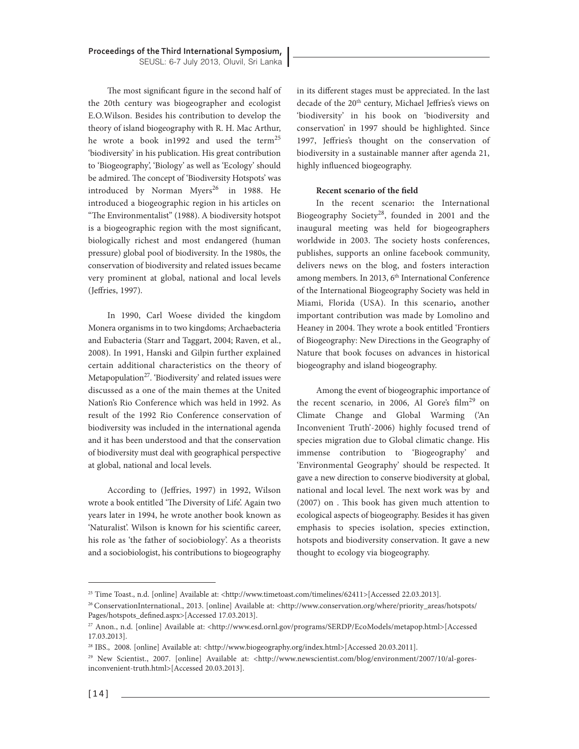The most significant figure in the second half of the 20th century was biogeographer and ecologist E.O.Wilson. Besides his contribution to develop the theory of island biogeography with R. H. Mac Arthur, he wrote a book in1992 and used the term[25] 'biodiversity' in his publication. His great contribution to 'Biogeography', 'Biology' as well as 'Ecology' should be admired. The concept of 'Biodiversity Hotspots' was introduced by Norman Myers[26] in 1988. He introduced a biogeographic region in his articles on "The Environmentalist" (1988). A biodiversity hotspot is a biogeographic region with the most significant, biologically richest and most endangered (human pressure) global pool of biodiversity. In the 1980s, the conservation of biodiversity and related issues became very prominent at global, national and local levels (Jeffries, 1997).

In 1990, Carl Woese divided the kingdom Monera organisms in to two kingdoms; Archaebacteria and Eubacteria (Starr and Taggart, 2004; Raven, et al., 2008). In 1991, Hanski and Gilpin further explained certain additional characteristics on the theory of Metapopulation[27]. 'Biodiversity' and related issues were discussed as a one of the main themes at the United Nation's Rio Conference which was held in 1992. As result of the 1992 Rio Conference conservation of biodiversity was included in the international agenda and it has been understood and that the conservation of biodiversity must deal with geographical perspective at global, national and local levels.

According to (Jeffries, 1997) in 1992, Wilson wrote a book entitled 'The Diversity of Life'. Again two years later in 1994, he wrote another book known as 'Naturalist'. Wilson is known for his scientific career, his role as 'the father of sociobiology'. As a theorists and a sociobiologist, his contributions to biogeography in its different stages must be appreciated. In the last decade of the 20th century, Michael Jeffries's views on 'biodiversity' in his book on 'biodiversity and conservation' in 1997 should be highlighted. Since 1997, Jeffries's thought on the conservation of biodiversity in a sustainable manner after agenda 21, highly influenced biogeography.

**Recent scenario of the field**

In the recent scenario**:** the International Biogeography Society[28], founded in 2001 and the inaugural meeting was held for biogeographers worldwide in 2003. The society hosts conferences, publishes, supports an online facebook community, delivers news on the blog, and fosters interaction among members. In 2013, 6th International Conference of the International Biogeography Society was held in Miami, Florida (USA). In this scenario**,** another important contribution was made by Lomolino and Heaney in 2004. They wrote a book entitled 'Frontiers of Biogeography: New Directions in the Geography of Nature that book focuses on advances in historical biogeography and island biogeography.

Among the event of biogeographic importance of the recent scenario, in 2006, Al Gore's film[29] on Climate Change and Global Warming ('An Inconvenient Truth'-2006) highly focused trend of species migration due to Global climatic change. His immense contribution to 'Biogeography' and 'Environmental Geography' should be respected. It gave a new direction to conserve biodiversity at global, national and local level. The next work was by and (2007) on . This book has given much attention to ecological aspects of biogeography. Besides it has given emphasis to species isolation, species extinction, hotspots and biodiversity conservation. It gave a new thought to ecology via biogeography.

---

[25] Time Toast., n.d. [online] Available at: <http://www.timetoast.com/timelines/62411>[Accessed 22.03.2013].

[26] ConservationInternational., 2013. [online] Available at: <http://www.conservation.org/where/priority_areas/hotspots/Pages/hotspots_defined.aspx>[Accessed 17.03.2013].

[27] Anon., n.d. [online] Available at: <http://www.esd.ornl.gov/programs/SERDP/EcoModels/metapop.html>[Accessed 17.03.2013].

[28] IBS., 2008. [online] Available at: <http://www.biogeography.org/index.html>[Accessed 20.03.2011].

[29] New Scientist., 2007. [online] Available at: <http://www.newscientist.com/blog/environment/2007/10/al-gores-inconvenient-truth.html>[Accessed 20.03.2013].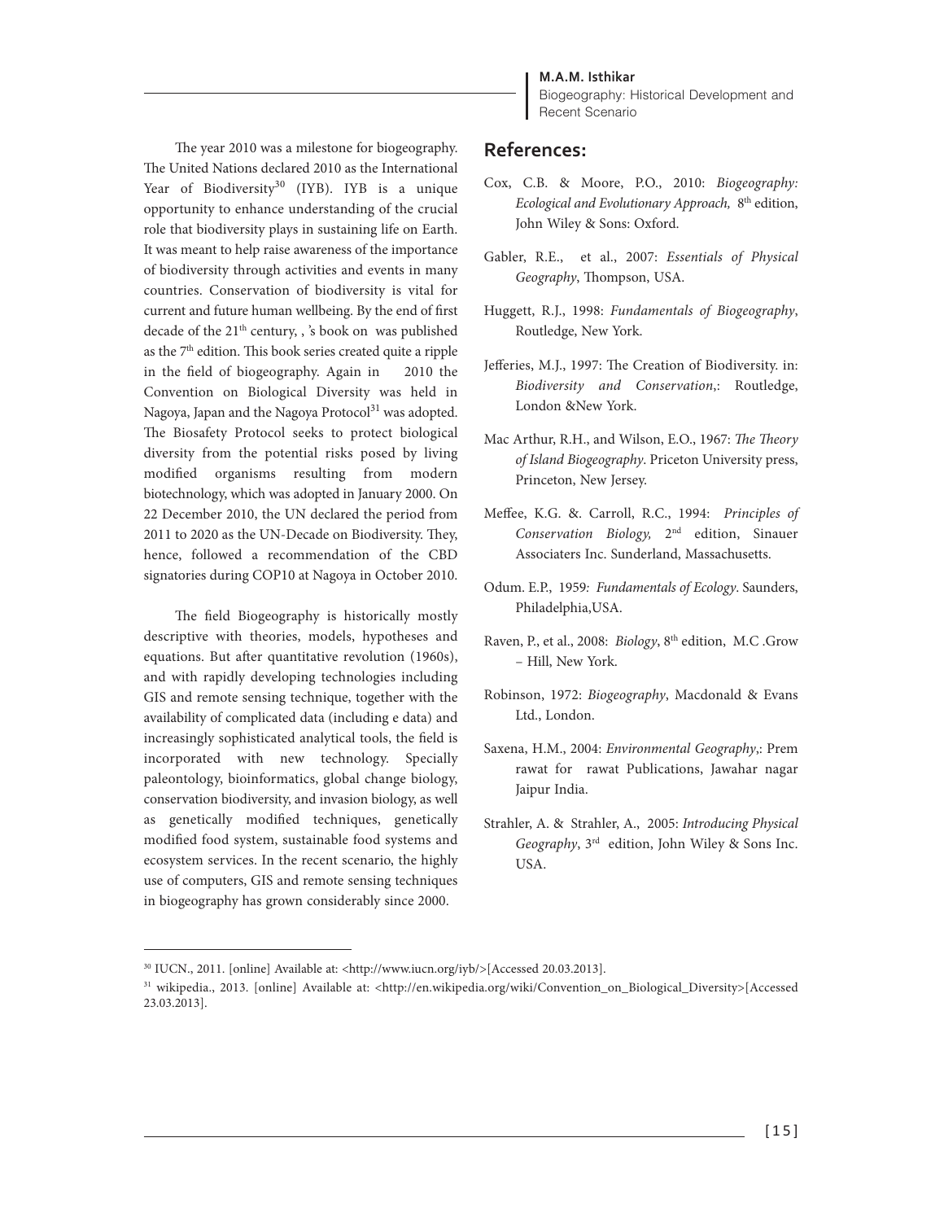The year 2010 was a milestone for biogeography. The United Nations declared 2010 as the International Year of Biodiversity[30] (IYB). IYB is a unique opportunity to enhance understanding of the crucial role that biodiversity plays in sustaining life on Earth. It was meant to help raise awareness of the importance of biodiversity through activities and events in many countries. Conservation of biodiversity is vital for current and future human wellbeing. By the end of first decade of the 21th century, , 's book on was published as the 7th edition. This book series created quite a ripple in the field of biogeography. Again in 2010 the Convention on Biological Diversity was held in Nagoya, Japan and the Nagoya Protocol[31] was adopted. The Biosafety Protocol seeks to protect biological diversity from the potential risks posed by living modified organisms resulting from modern biotechnology, which was adopted in January 2000. On 22 December 2010, the UN declared the period from 2011 to 2020 as the UN-Decade on Biodiversity. They, hence, followed a recommendation of the CBD signatories during COP10 at Nagoya in October 2010.

The field Biogeography is historically mostly descriptive with theories, models, hypotheses and equations. But after quantitative revolution (1960s), and with rapidly developing technologies including GIS and remote sensing technique, together with the availability of complicated data (including e data) and increasingly sophisticated analytical tools, the field is incorporated with new technology. Specially paleontology, bioinformatics, global change biology, conservation biodiversity, and invasion biology, as well as genetically modified techniques, genetically modified food system, sustainable food systems and ecosystem services. In the recent scenario, the highly use of computers, GIS and remote sensing techniques in biogeography has grown considerably since 2000.

## References:

Cox, C.B. & Moore, P.O., 2010: *Biogeography: Ecological and Evolutionary Approach,* 8th edition, John Wiley & Sons: Oxford.

Gabler, R.E., et al., 2007: *Essentials of Physical Geography*, Thompson, USA.

Huggett, R.J., 1998: *Fundamentals of Biogeography*, Routledge, New York.

Jefferies, M.J., 1997: The Creation of Biodiversity. in: *Biodiversity and Conservation*,: Routledge, London &New York.

Mac Arthur, R.H., and Wilson, E.O., 1967: *The Theory of Island Biogeography*. Priceton University press, Princeton, New Jersey.

Meffee, K.G. &. Carroll, R.C., 1994: *Principles of Conservation Biology,* 2nd edition, Sinauer Associaters Inc. Sunderland, Massachusetts.

Odum. E.P., 1959*: Fundamentals of Ecology*. Saunders, Philadelphia,USA.

Raven, P., et al., 2008: *Biology*, 8th edition, M.C .Grow – Hill, New York.

Robinson, 1972: *Biogeography*, Macdonald & Evans Ltd., London.

Saxena, H.M., 2004: *Environmental Geography*,: Prem rawat for rawat Publications, Jawahar nagar Jaipur India.

Strahler, A. & Strahler, A., 2005: *Introducing Physical Geography*, 3rd edition, John Wiley & Sons Inc. USA.

---

[30] IUCN., 2011. [online] Available at: <http://www.iucn.org/iyb/>[Accessed 20.03.2013].

[31] wikipedia., 2013. [online] Available at: <http://en.wikipedia.org/wiki/Convention_on_Biological_Diversity>[Accessed 23.03.2013].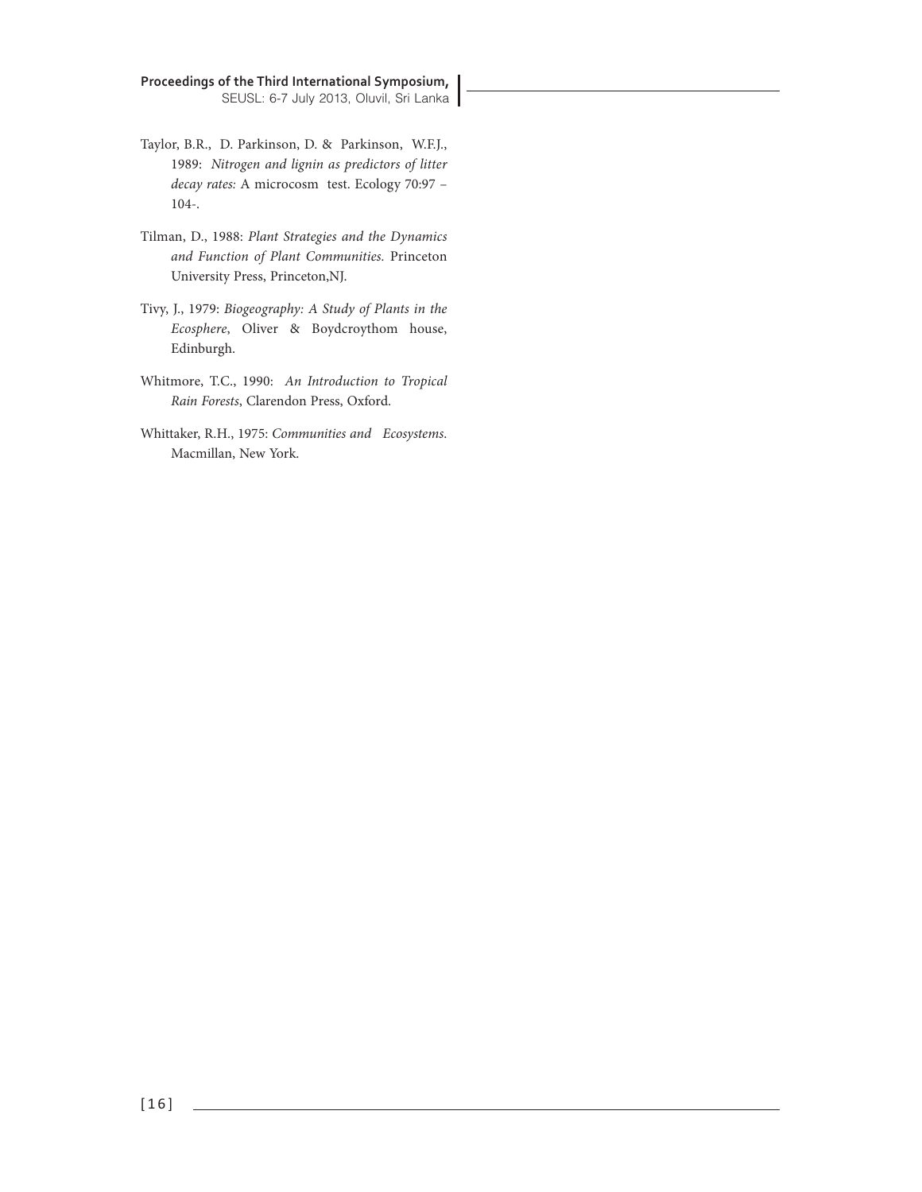Taylor, B.R., D. Parkinson, D. & Parkinson, W.F.J., 1989: *Nitrogen and lignin as predictors of litter decay rates:* A microcosm test. Ecology 70:97 – 104-.

Tilman, D., 1988: *Plant Strategies and the Dynamics and Function of Plant Communities.* Princeton University Press, Princeton,NJ.

Tivy, J., 1979: *Biogeography: A Study of Plants in the Ecosphere*, Oliver & Boydcroythom house, Edinburgh.

Whitmore, T.C., 1990: *An Introduction to Tropical Rain Forests*, Clarendon Press, Oxford.

Whittaker, R.H., 1975: *Communities and Ecosystems*. Macmillan, New York.